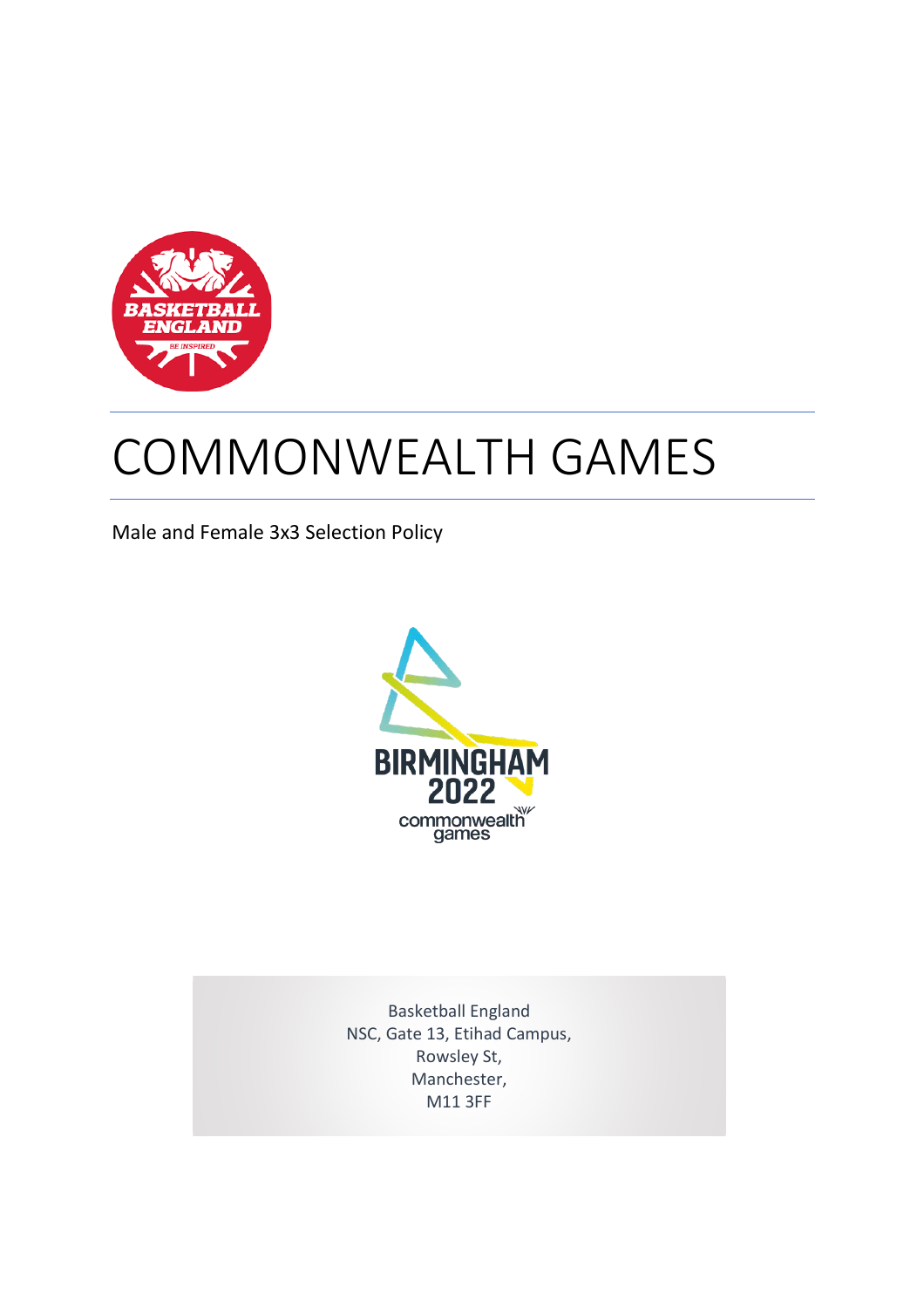# COMMONWEALTH GAMES

Male and Female 3x3 Selection Policy

Basketball England
NSC, Gate 13, Etihad Campus,
Rowsley St,
Manchester,
M11 3FF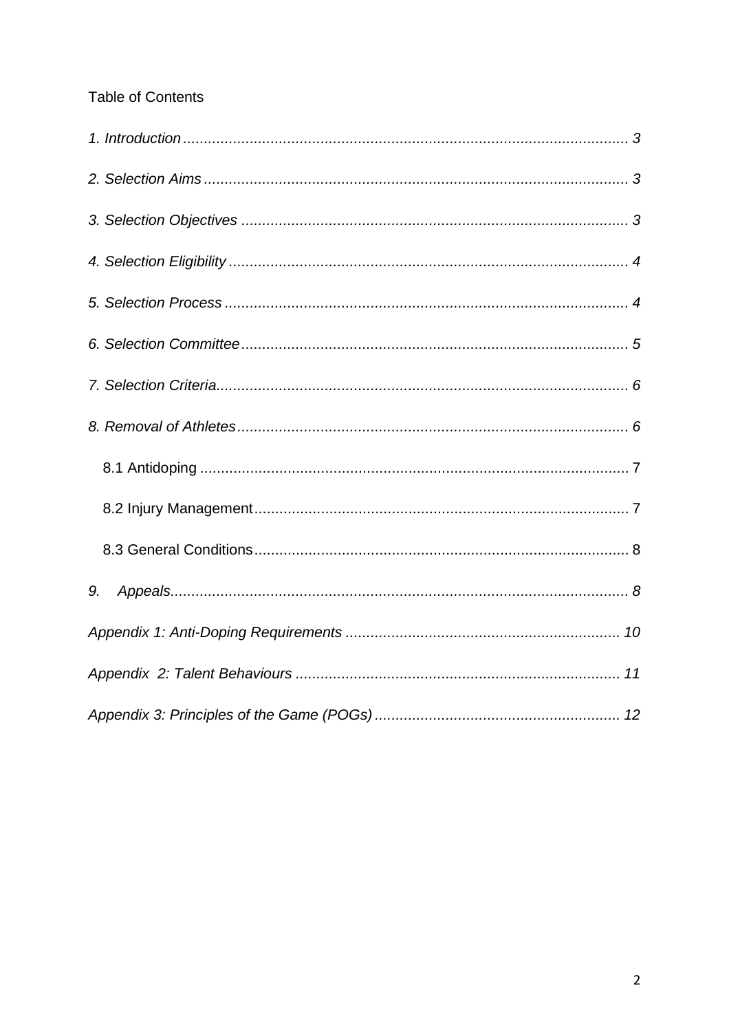Table of Contents

*1. Introduction* ........................................................................................................... 3

*2. Selection Aims* ..................................................................................................... 3

*3. Selection Objectives* ............................................................................................ 3

*4. Selection Eligibility* ............................................................................................... 4

*5. Selection Process* ................................................................................................ 4

*6. Selection Committee* ............................................................................................ 5

*7. Selection Criteria*.................................................................................................. 6

*8. Removal of Athletes* ............................................................................................. 6

8.1 Antidoping ...................................................................................................... 7

8.2 Injury Management......................................................................................... 7

8.3 General Conditions......................................................................................... 8

*9. Appeals*............................................................................................................... 8

*Appendix 1: Anti-Doping Requirements* ................................................................. 10

*Appendix 2: Talent Behaviours* ............................................................................. 11

*Appendix 3: Principles of the Game (POGs)* ........................................................... 12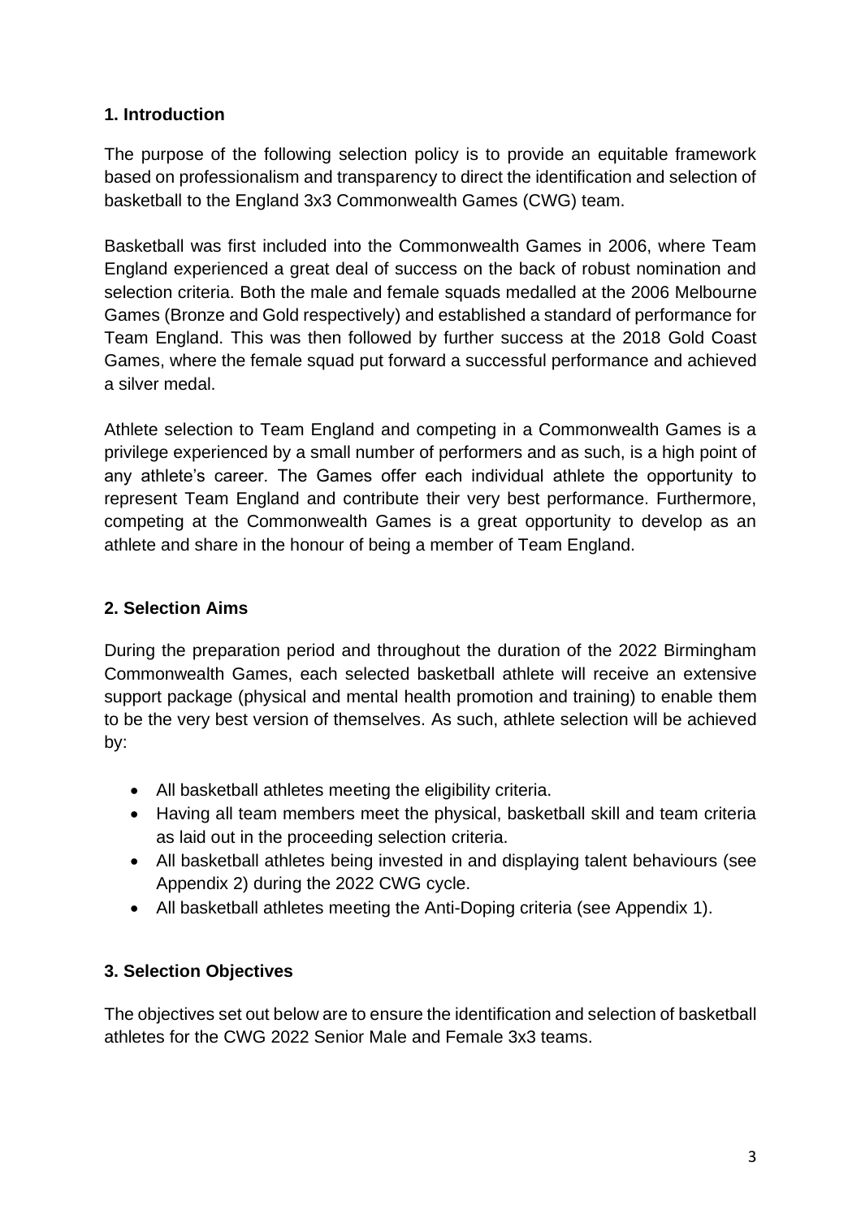## 1. Introduction

The purpose of the following selection policy is to provide an equitable framework based on professionalism and transparency to direct the identification and selection of basketball to the England 3x3 Commonwealth Games (CWG) team.

Basketball was first included into the Commonwealth Games in 2006, where Team England experienced a great deal of success on the back of robust nomination and selection criteria. Both the male and female squads medalled at the 2006 Melbourne Games (Bronze and Gold respectively) and established a standard of performance for Team England. This was then followed by further success at the 2018 Gold Coast Games, where the female squad put forward a successful performance and achieved a silver medal.

Athlete selection to Team England and competing in a Commonwealth Games is a privilege experienced by a small number of performers and as such, is a high point of any athlete's career. The Games offer each individual athlete the opportunity to represent Team England and contribute their very best performance. Furthermore, competing at the Commonwealth Games is a great opportunity to develop as an athlete and share in the honour of being a member of Team England.

## 2. Selection Aims

During the preparation period and throughout the duration of the 2022 Birmingham Commonwealth Games, each selected basketball athlete will receive an extensive support package (physical and mental health promotion and training) to enable them to be the very best version of themselves. As such, athlete selection will be achieved by:

- All basketball athletes meeting the eligibility criteria.
- Having all team members meet the physical, basketball skill and team criteria as laid out in the proceeding selection criteria.
- All basketball athletes being invested in and displaying talent behaviours (see Appendix 2) during the 2022 CWG cycle.
- All basketball athletes meeting the Anti-Doping criteria (see Appendix 1).

## 3. Selection Objectives

The objectives set out below are to ensure the identification and selection of basketball athletes for the CWG 2022 Senior Male and Female 3x3 teams.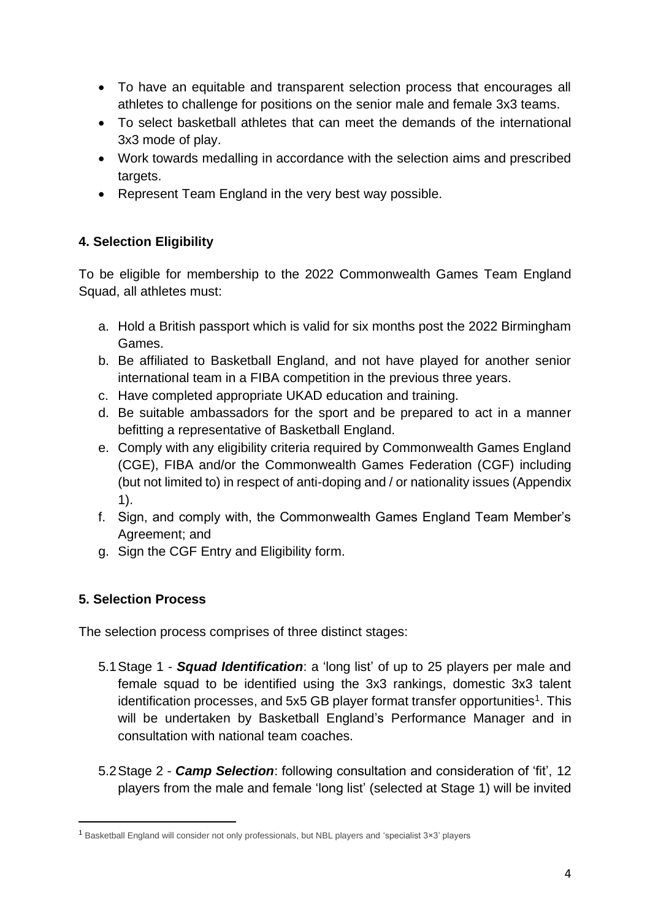- To have an equitable and transparent selection process that encourages all athletes to challenge for positions on the senior male and female 3x3 teams.
- To select basketball athletes that can meet the demands of the international 3x3 mode of play.
- Work towards medalling in accordance with the selection aims and prescribed targets.
- Represent Team England in the very best way possible.

## 4. Selection Eligibility

To be eligible for membership to the 2022 Commonwealth Games Team England Squad, all athletes must:

a. Hold a British passport which is valid for six months post the 2022 Birmingham Games.
b. Be affiliated to Basketball England, and not have played for another senior international team in a FIBA competition in the previous three years.
c. Have completed appropriate UKAD education and training.
d. Be suitable ambassadors for the sport and be prepared to act in a manner befitting a representative of Basketball England.
e. Comply with any eligibility criteria required by Commonwealth Games England (CGE), FIBA and/or the Commonwealth Games Federation (CGF) including (but not limited to) in respect of anti-doping and / or nationality issues (Appendix 1).
f. Sign, and comply with, the Commonwealth Games England Team Member's Agreement; and
g. Sign the CGF Entry and Eligibility form.

## 5. Selection Process

The selection process comprises of three distinct stages:

5.1 Stage 1 - ***Squad Identification***: a 'long list' of up to 25 players per male and female squad to be identified using the 3x3 rankings, domestic 3x3 talent identification processes, and 5x5 GB player format transfer opportunities[1]. This will be undertaken by Basketball England's Performance Manager and in consultation with national team coaches.

5.2 Stage 2 - ***Camp Selection***: following consultation and consideration of 'fit', 12 players from the male and female 'long list' (selected at Stage 1) will be invited

[1] Basketball England will consider not only professionals, but NBL players and 'specialist 3×3' players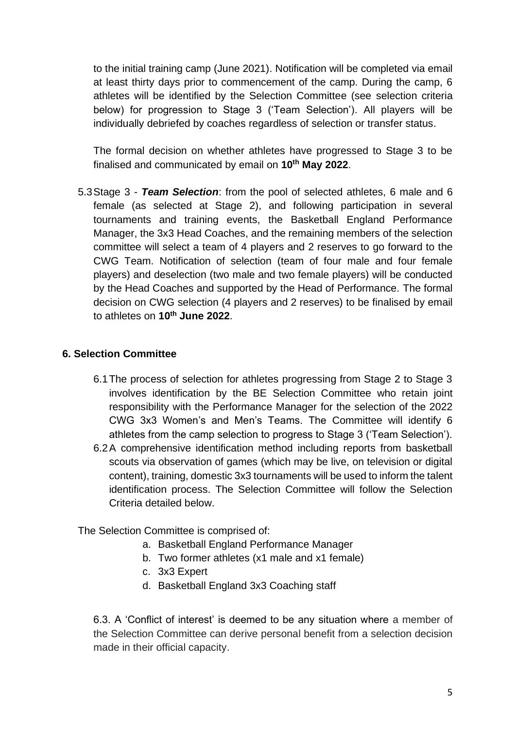to the initial training camp (June 2021). Notification will be completed via email at least thirty days prior to commencement of the camp. During the camp, 6 athletes will be identified by the Selection Committee (see selection criteria below) for progression to Stage 3 ('Team Selection'). All players will be individually debriefed by coaches regardless of selection or transfer status.

The formal decision on whether athletes have progressed to Stage 3 to be finalised and communicated by email on **10th May 2022**.

5.3 Stage 3 - ***Team Selection***: from the pool of selected athletes, 6 male and 6 female (as selected at Stage 2), and following participation in several tournaments and training events, the Basketball England Performance Manager, the 3x3 Head Coaches, and the remaining members of the selection committee will select a team of 4 players and 2 reserves to go forward to the CWG Team. Notification of selection (team of four male and four female players) and deselection (two male and two female players) will be conducted by the Head Coaches and supported by the Head of Performance. The formal decision on CWG selection (4 players and 2 reserves) to be finalised by email to athletes on **10th June 2022**.

## 6. Selection Committee

6.1 The process of selection for athletes progressing from Stage 2 to Stage 3 involves identification by the BE Selection Committee who retain joint responsibility with the Performance Manager for the selection of the 2022 CWG 3x3 Women's and Men's Teams. The Committee will identify 6 athletes from the camp selection to progress to Stage 3 ('Team Selection').

6.2 A comprehensive identification method including reports from basketball scouts via observation of games (which may be live, on television or digital content), training, domestic 3x3 tournaments will be used to inform the talent identification process. The Selection Committee will follow the Selection Criteria detailed below.

The Selection Committee is comprised of:

a. Basketball England Performance Manager
b. Two former athletes (x1 male and x1 female)
c. 3x3 Expert
d. Basketball England 3x3 Coaching staff

6.3. A 'Conflict of interest' is deemed to be any situation where a member of the Selection Committee can derive personal benefit from a selection decision made in their official capacity.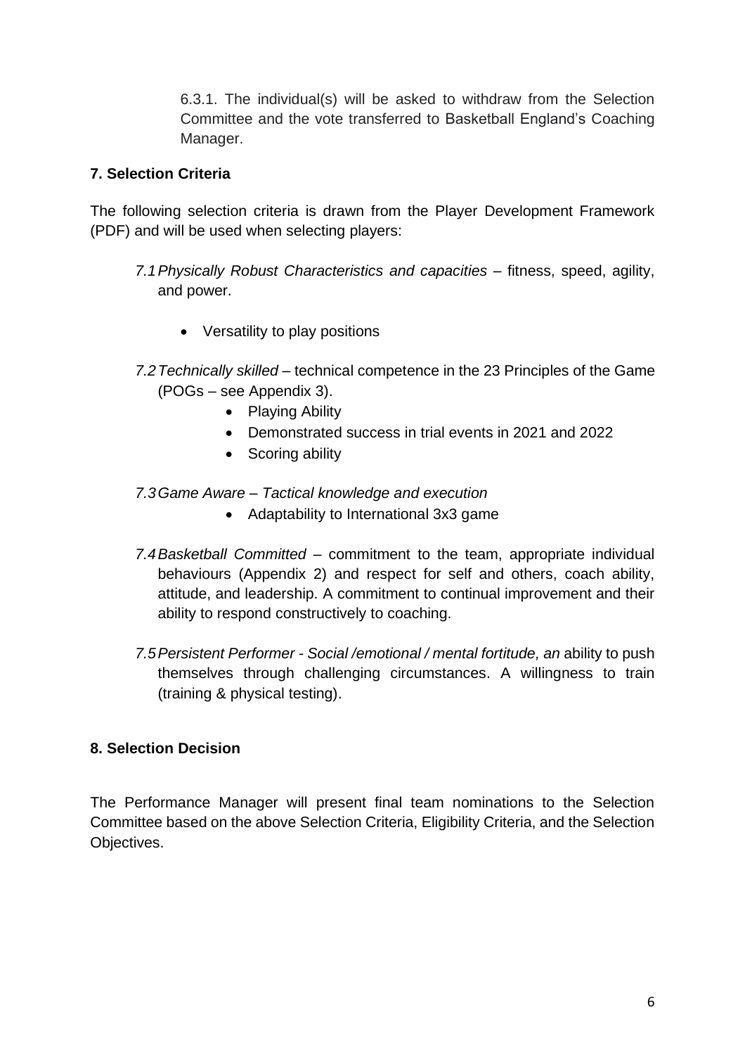6.3.1. The individual(s) will be asked to withdraw from the Selection Committee and the vote transferred to Basketball England's Coaching Manager.

**7. Selection Criteria**

The following selection criteria is drawn from the Player Development Framework (PDF) and will be used when selecting players:

7.1 *Physically Robust Characteristics and capacities* – fitness, speed, agility, and power.

- Versatility to play positions

7.2 *Technically skilled* – technical competence in the 23 Principles of the Game (POGs – see Appendix 3).

- Playing Ability
- Demonstrated success in trial events in 2021 and 2022
- Scoring ability

7.3 *Game Aware – Tactical knowledge and execution*

- Adaptability to International 3x3 game

7.4 *Basketball Committed* – commitment to the team, appropriate individual behaviours (Appendix 2) and respect for self and others, coach ability, attitude, and leadership. A commitment to continual improvement and their ability to respond constructively to coaching.

7.5 *Persistent Performer - Social /emotional / mental fortitude, an* ability to push themselves through challenging circumstances. A willingness to train (training & physical testing).

**8. Selection Decision**

The Performance Manager will present final team nominations to the Selection Committee based on the above Selection Criteria, Eligibility Criteria, and the Selection Objectives.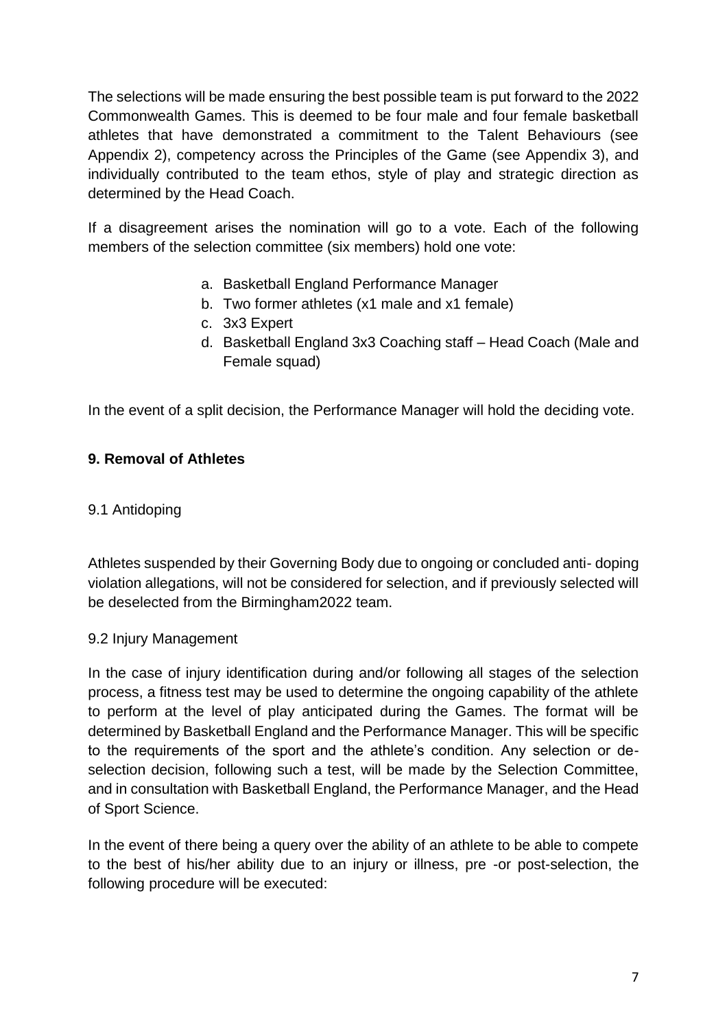The selections will be made ensuring the best possible team is put forward to the 2022 Commonwealth Games. This is deemed to be four male and four female basketball athletes that have demonstrated a commitment to the Talent Behaviours (see Appendix 2), competency across the Principles of the Game (see Appendix 3), and individually contributed to the team ethos, style of play and strategic direction as determined by the Head Coach.

If a disagreement arises the nomination will go to a vote. Each of the following members of the selection committee (six members) hold one vote:

a. Basketball England Performance Manager
b. Two former athletes (x1 male and x1 female)
c. 3x3 Expert
d. Basketball England 3x3 Coaching staff – Head Coach (Male and Female squad)

In the event of a split decision, the Performance Manager will hold the deciding vote.

## 9. Removal of Athletes

### 9.1 Antidoping

Athletes suspended by their Governing Body due to ongoing or concluded anti- doping violation allegations, will not be considered for selection, and if previously selected will be deselected from the Birmingham2022 team.

### 9.2 Injury Management

In the case of injury identification during and/or following all stages of the selection process, a fitness test may be used to determine the ongoing capability of the athlete to perform at the level of play anticipated during the Games. The format will be determined by Basketball England and the Performance Manager. This will be specific to the requirements of the sport and the athlete's condition. Any selection or de-selection decision, following such a test, will be made by the Selection Committee, and in consultation with Basketball England, the Performance Manager, and the Head of Sport Science.

In the event of there being a query over the ability of an athlete to be able to compete to the best of his/her ability due to an injury or illness, pre -or post-selection, the following procedure will be executed: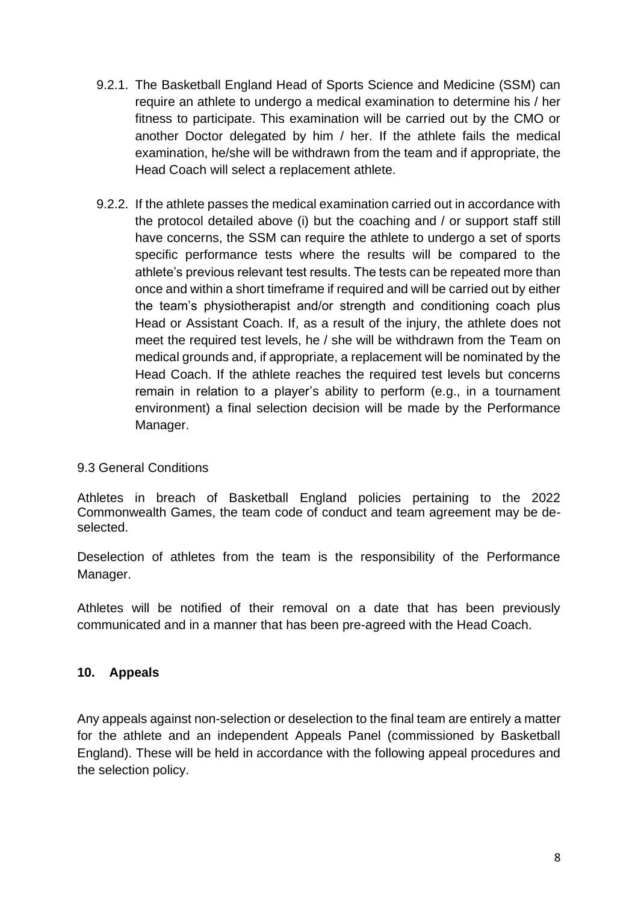9.2.1. The Basketball England Head of Sports Science and Medicine (SSM) can require an athlete to undergo a medical examination to determine his / her fitness to participate. This examination will be carried out by the CMO or another Doctor delegated by him / her. If the athlete fails the medical examination, he/she will be withdrawn from the team and if appropriate, the Head Coach will select a replacement athlete.

9.2.2. If the athlete passes the medical examination carried out in accordance with the protocol detailed above (i) but the coaching and / or support staff still have concerns, the SSM can require the athlete to undergo a set of sports specific performance tests where the results will be compared to the athlete's previous relevant test results. The tests can be repeated more than once and within a short timeframe if required and will be carried out by either the team's physiotherapist and/or strength and conditioning coach plus Head or Assistant Coach. If, as a result of the injury, the athlete does not meet the required test levels, he / she will be withdrawn from the Team on medical grounds and, if appropriate, a replacement will be nominated by the Head Coach. If the athlete reaches the required test levels but concerns remain in relation to a player's ability to perform (e.g., in a tournament environment) a final selection decision will be made by the Performance Manager.

9.3 General Conditions

Athletes in breach of Basketball England policies pertaining to the 2022 Commonwealth Games, the team code of conduct and team agreement may be de-selected.

Deselection of athletes from the team is the responsibility of the Performance Manager.

Athletes will be notified of their removal on a date that has been previously communicated and in a manner that has been pre-agreed with the Head Coach.

## 10. Appeals

Any appeals against non-selection or deselection to the final team are entirely a matter for the athlete and an independent Appeals Panel (commissioned by Basketball England). These will be held in accordance with the following appeal procedures and the selection policy.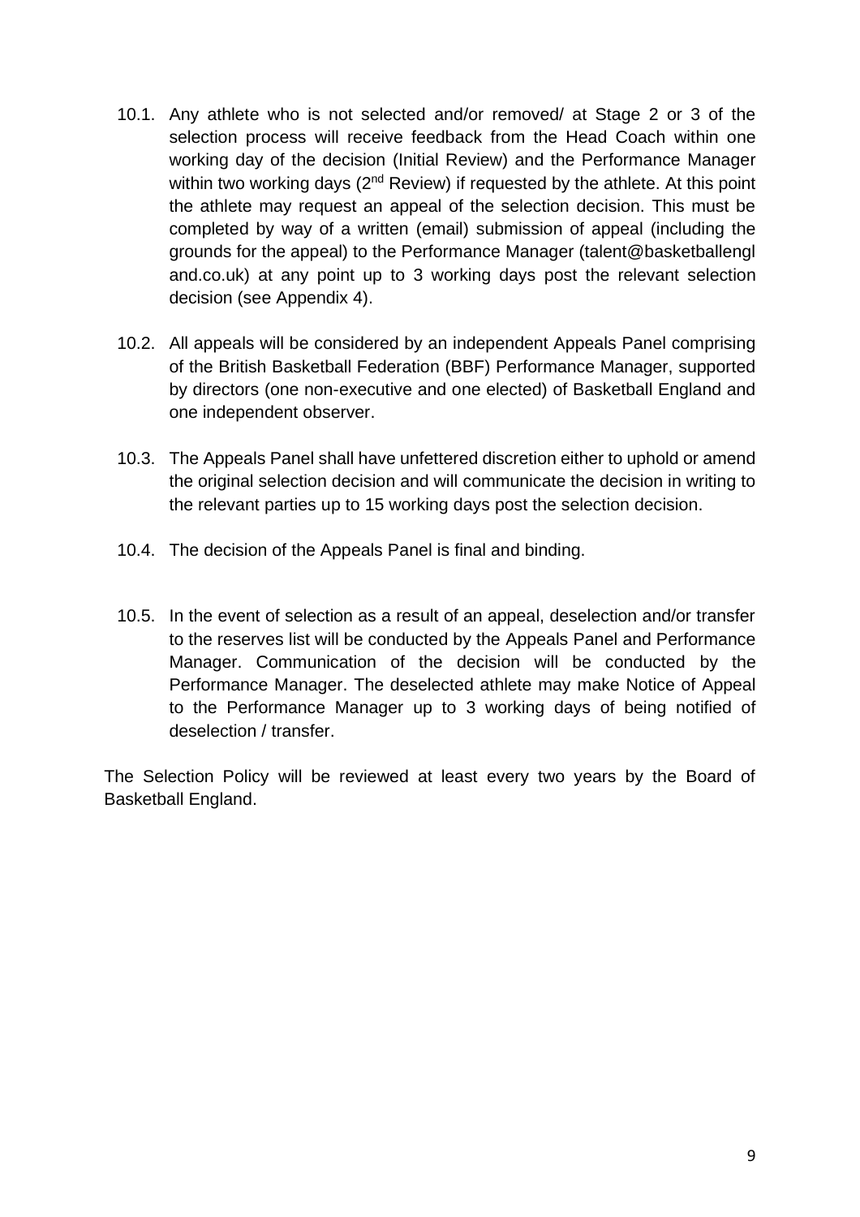10.1. Any athlete who is not selected and/or removed/ at Stage 2 or 3 of the selection process will receive feedback from the Head Coach within one working day of the decision (Initial Review) and the Performance Manager within two working days (2nd Review) if requested by the athlete. At this point the athlete may request an appeal of the selection decision. This must be completed by way of a written (email) submission of appeal (including the grounds for the appeal) to the Performance Manager (talent@basketballengland.co.uk) at any point up to 3 working days post the relevant selection decision (see Appendix 4).

10.2. All appeals will be considered by an independent Appeals Panel comprising of the British Basketball Federation (BBF) Performance Manager, supported by directors (one non-executive and one elected) of Basketball England and one independent observer.

10.3. The Appeals Panel shall have unfettered discretion either to uphold or amend the original selection decision and will communicate the decision in writing to the relevant parties up to 15 working days post the selection decision.

10.4. The decision of the Appeals Panel is final and binding.

10.5. In the event of selection as a result of an appeal, deselection and/or transfer to the reserves list will be conducted by the Appeals Panel and Performance Manager. Communication of the decision will be conducted by the Performance Manager. The deselected athlete may make Notice of Appeal to the Performance Manager up to 3 working days of being notified of deselection / transfer.

The Selection Policy will be reviewed at least every two years by the Board of Basketball England.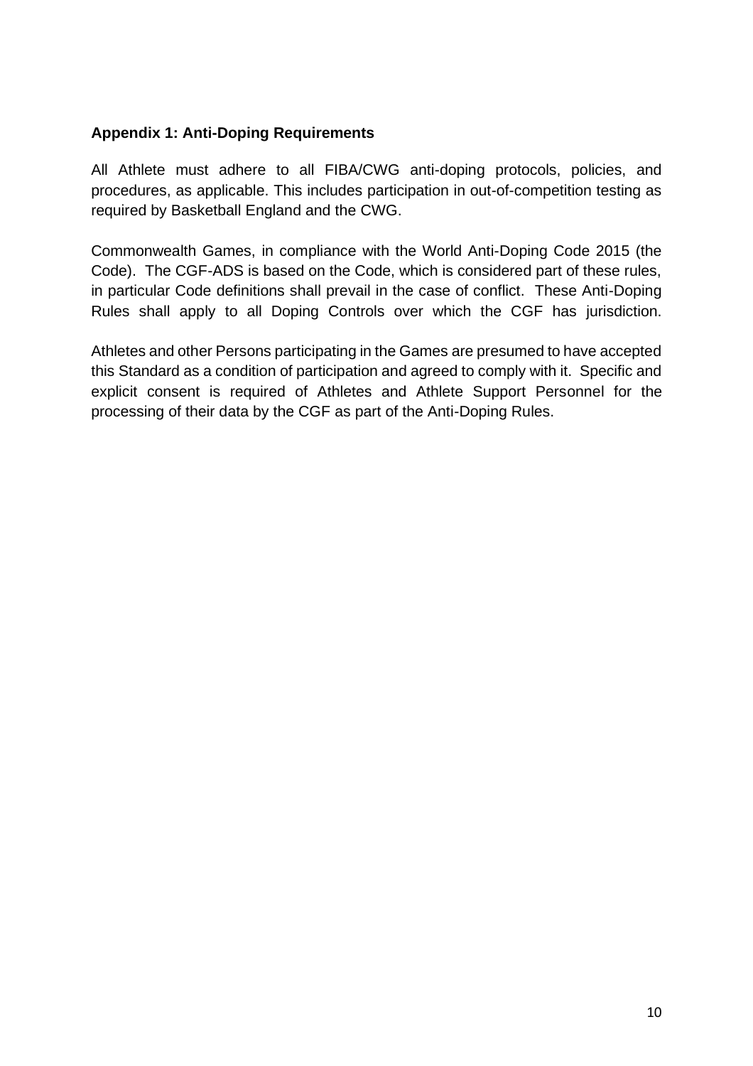**Appendix 1: Anti-Doping Requirements**

All Athlete must adhere to all FIBA/CWG anti-doping protocols, policies, and procedures, as applicable. This includes participation in out-of-competition testing as required by Basketball England and the CWG.

Commonwealth Games, in compliance with the World Anti-Doping Code 2015 (the Code). The CGF-ADS is based on the Code, which is considered part of these rules, in particular Code definitions shall prevail in the case of conflict. These Anti-Doping Rules shall apply to all Doping Controls over which the CGF has jurisdiction.

Athletes and other Persons participating in the Games are presumed to have accepted this Standard as a condition of participation and agreed to comply with it. Specific and explicit consent is required of Athletes and Athlete Support Personnel for the processing of their data by the CGF as part of the Anti-Doping Rules.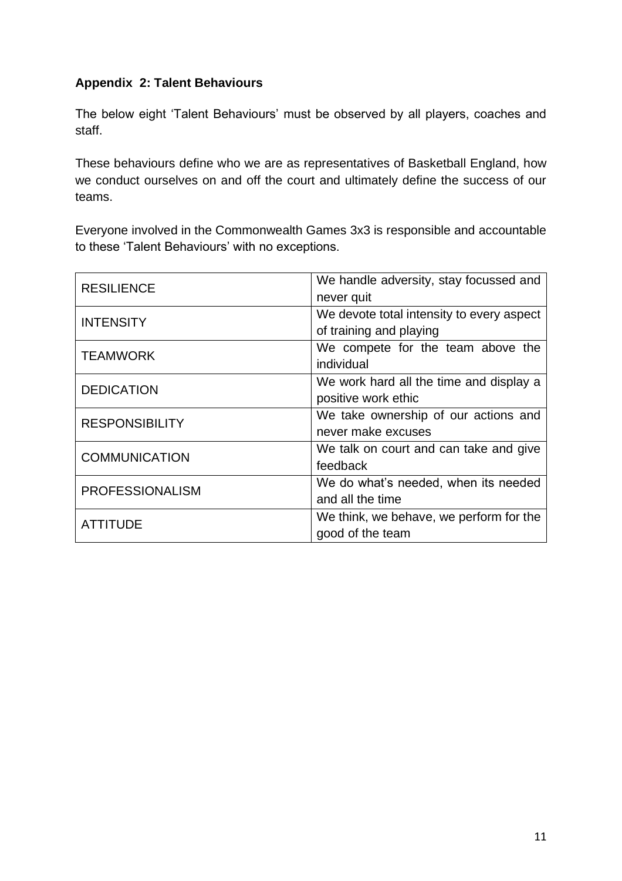**Appendix 2: Talent Behaviours**

The below eight 'Talent Behaviours' must be observed by all players, coaches and staff.

These behaviours define who we are as representatives of Basketball England, how we conduct ourselves on and off the court and ultimately define the success of our teams.

Everyone involved in the Commonwealth Games 3x3 is responsible and accountable to these 'Talent Behaviours' with no exceptions.

| | |
|---|---|
| RESILIENCE | We handle adversity, stay focussed and never quit |
| INTENSITY | We devote total intensity to every aspect of training and playing |
| TEAMWORK | We compete for the team above the individual |
| DEDICATION | We work hard all the time and display a positive work ethic |
| RESPONSIBILITY | We take ownership of our actions and never make excuses |
| COMMUNICATION | We talk on court and can take and give feedback |
| PROFESSIONALISM | We do what's needed, when its needed and all the time |
| ATTITUDE | We think, we behave, we perform for the good of the team |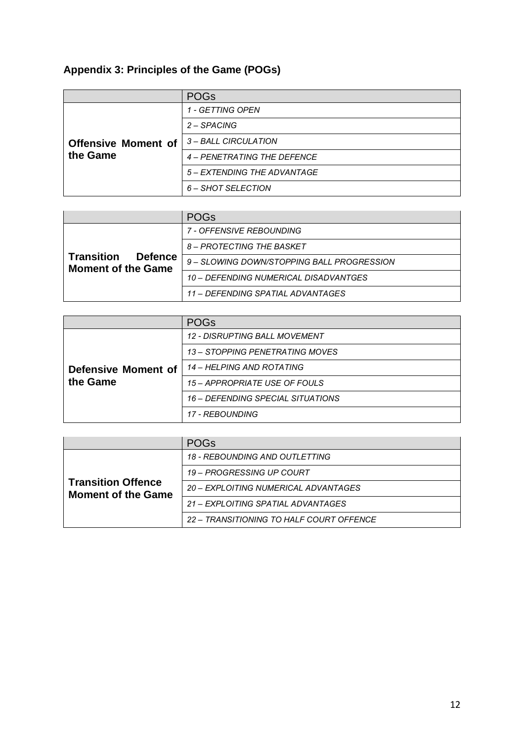## Appendix 3: Principles of the Game (POGs)

| | POGs |
|---|---|
| **Offensive Moment of the Game** | *1 - GETTING OPEN* |
| | *2 – SPACING* |
| | *3 – BALL CIRCULATION* |
| | *4 – PENETRATING THE DEFENCE* |
| | *5 – EXTENDING THE ADVANTAGE* |
| | *6 – SHOT SELECTION* |

| | POGs |
|---|---|
| **Transition Defence Moment of the Game** | *7 - OFFENSIVE REBOUNDING* |
| | *8 – PROTECTING THE BASKET* |
| | *9 – SLOWING DOWN/STOPPING BALL PROGRESSION* |
| | *10 – DEFENDING NUMERICAL DISADVANTGES* |
| | *11 – DEFENDING SPATIAL ADVANTAGES* |

| | POGs |
|---|---|
| **Defensive Moment of the Game** | *12 - DISRUPTING BALL MOVEMENT* |
| | *13 – STOPPING PENETRATING MOVES* |
| | *14 – HELPING AND ROTATING* |
| | *15 – APPROPRIATE USE OF FOULS* |
| | *16 – DEFENDING SPECIAL SITUATIONS* |
| | *17 - REBOUNDING* |

| | POGs |
|---|---|
| **Transition Offence Moment of the Game** | *18 - REBOUNDING AND OUTLETTING* |
| | *19 – PROGRESSING UP COURT* |
| | *20 – EXPLOITING NUMERICAL ADVANTAGES* |
| | *21 – EXPLOITING SPATIAL ADVANTAGES* |
| | *22 – TRANSITIONING TO HALF COURT OFFENCE* |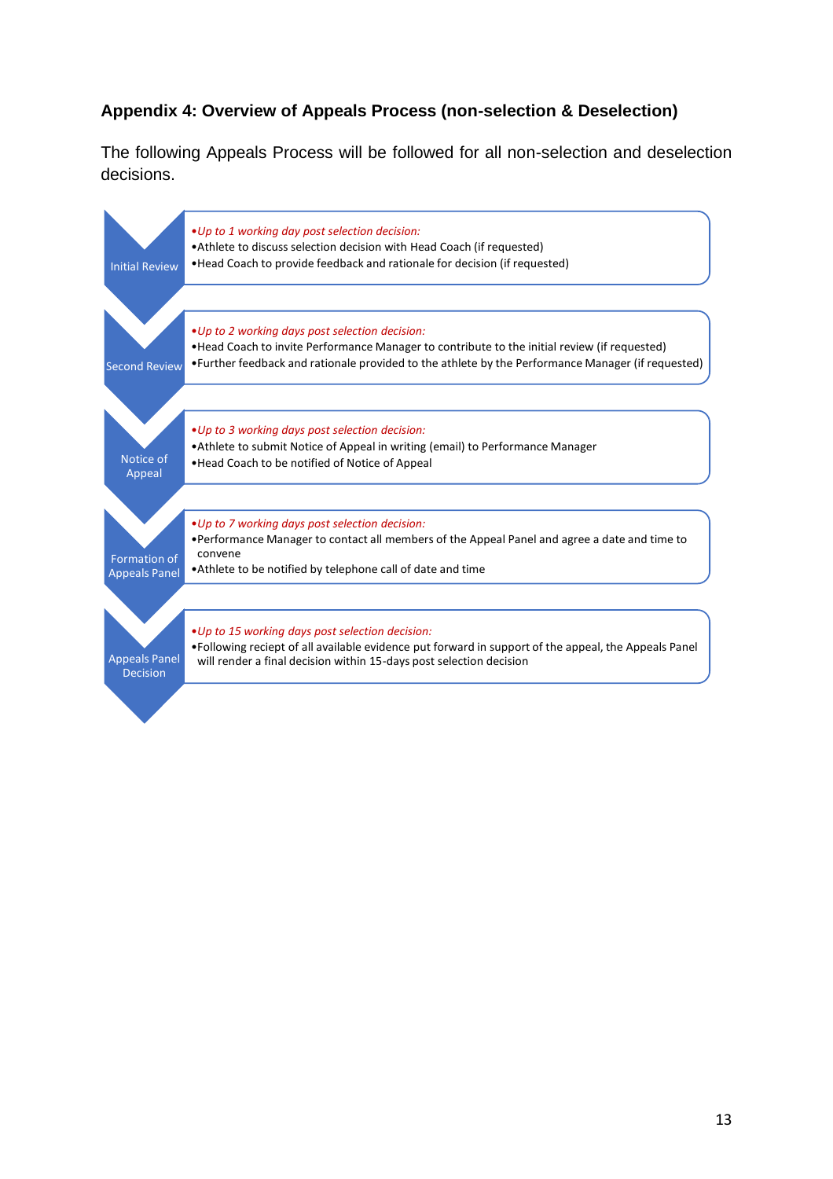### Appendix 4: Overview of Appeals Process (non-selection & Deselection)

The following Appeals Process will be followed for all non-selection and deselection decisions.

**Initial Review**

- *Up to 1 working day post selection decision:*
- Athlete to discuss selection decision with Head Coach (if requested)
- Head Coach to provide feedback and rationale for decision (if requested)

**Second Review**

- *Up to 2 working days post selection decision:*
- Head Coach to invite Performance Manager to contribute to the initial review (if requested)
- Further feedback and rationale provided to the athlete by the Performance Manager (if requested)

**Notice of Appeal**

- *Up to 3 working days post selection decision:*
- Athlete to submit Notice of Appeal in writing (email) to Performance Manager
- Head Coach to be notified of Notice of Appeal

**Formation of Appeals Panel**

- *Up to 7 working days post selection decision:*
- Performance Manager to contact all members of the Appeal Panel and agree a date and time to convene
- Athlete to be notified by telephone call of date and time

**Appeals Panel Decision**

- *Up to 15 working days post selection decision:*
- Following reciept of all available evidence put forward in support of the appeal, the Appeals Panel will render a final decision within 15-days post selection decision